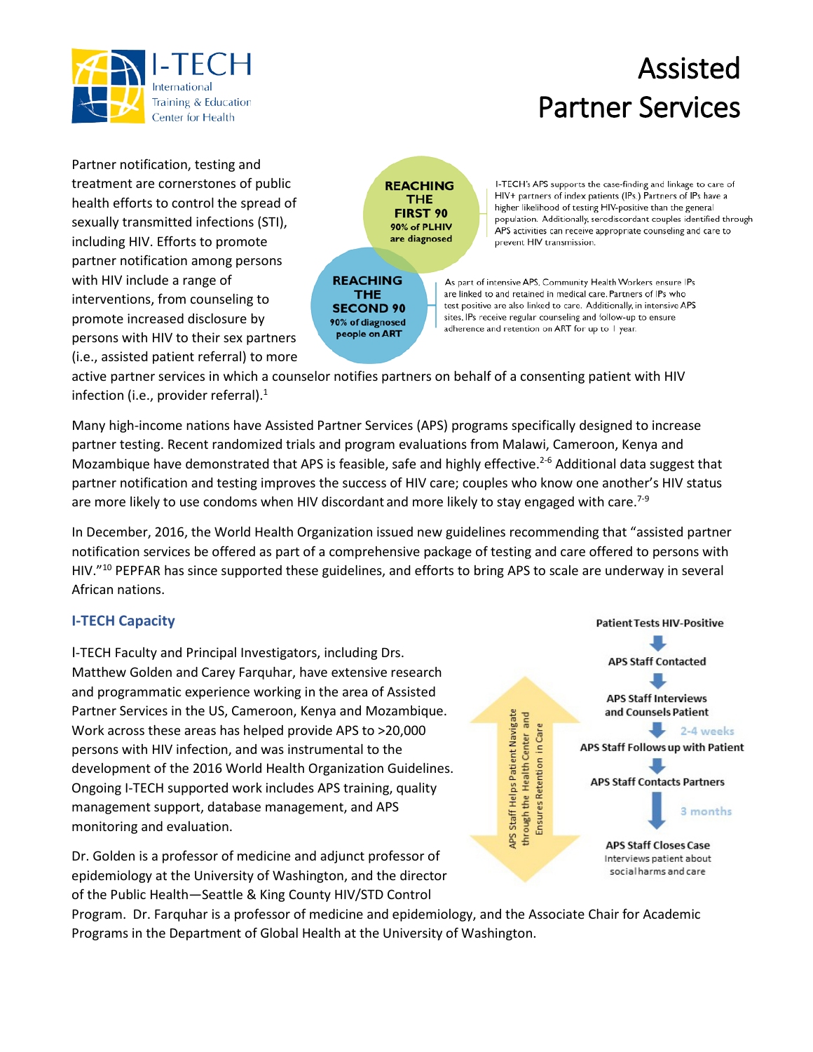# Assisted Partner Services

Partner notification, testing and treatment are cornerstones of public health efforts to control the spread of sexually transmitted infections (STI), including HIV. Efforts to promote partner notification among persons with HIV include a range of interventions, from counseling to promote increased disclosure by persons with HIV to their sex partners (i.e., assisted patient referral) to more active partner services in which a counselor notifies partners on behalf of a consenting patient with HIV infection (i.e., provider referral).[1]

**REACHING THE FIRST 90**
90% of PLHIV are diagnosed

I-TECH's APS supports the case-finding and linkage to care of HIV+ partners of index patients (IPs.) Partners of IPs have a higher likelihood of testing HIV-positive than the general population. Additionally, serodiscordant couples identified through APS activities can receive appropriate counseling and care to prevent HIV transmission.

**REACHING THE SECOND 90**
90% of diagnosed people on ART

As part of intensive APS, Community Health Workers ensure IPs are linked to and retained in medical care. Partners of IPs who test positive are also linked to care. Additionally, in intensive APS sites, IPs receive regular counseling and follow-up to ensure adherence and retention on ART for up to 1 year.

Many high-income nations have Assisted Partner Services (APS) programs specifically designed to increase partner testing. Recent randomized trials and program evaluations from Malawi, Cameroon, Kenya and Mozambique have demonstrated that APS is feasible, safe and highly effective.[2-6] Additional data suggest that partner notification and testing improves the success of HIV care; couples who know one another's HIV status are more likely to use condoms when HIV discordant and more likely to stay engaged with care.[7-9]

In December, 2016, the World Health Organization issued new guidelines recommending that "assisted partner notification services be offered as part of a comprehensive package of testing and care offered to persons with HIV."[10] PEPFAR has since supported these guidelines, and efforts to bring APS to scale are underway in several African nations.

## I-TECH Capacity

I-TECH Faculty and Principal Investigators, including Drs. Matthew Golden and Carey Farquhar, have extensive research and programmatic experience working in the area of Assisted Partner Services in the US, Cameroon, Kenya and Mozambique. Work across these areas has helped provide APS to >20,000 persons with HIV infection, and was instrumental to the development of the 2016 World Health Organization Guidelines. Ongoing I-TECH supported work includes APS training, quality management support, database management, and APS monitoring and evaluation.

**Patient Tests HIV-Positive**
↓
**APS Staff Contacted**
↓
**APS Staff Interviews and Counsels Patient**
↓ 2-4 weeks
**APS Staff Follows up with Patient**
↓
**APS Staff Contacts Partners**
↓ 3 months
**APS Staff Closes Case**
Interviews patient about social harms and care

APS Staff Helps Patient Navigate through the Health Center and Ensures Retention in Care

Dr. Golden is a professor of medicine and adjunct professor of epidemiology at the University of Washington, and the director of the Public Health—Seattle & King County HIV/STD Control Program. Dr. Farquhar is a professor of medicine and epidemiology, and the Associate Chair for Academic Programs in the Department of Global Health at the University of Washington.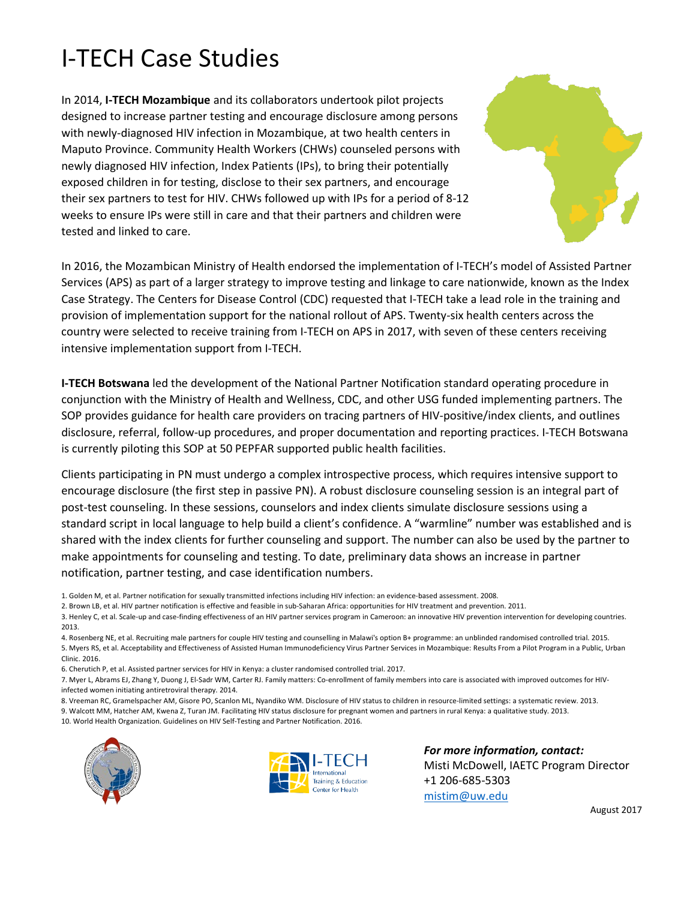# I-TECH Case Studies

In 2014, **I-TECH Mozambique** and its collaborators undertook pilot projects designed to increase partner testing and encourage disclosure among persons with newly-diagnosed HIV infection in Mozambique, at two health centers in Maputo Province. Community Health Workers (CHWs) counseled persons with newly diagnosed HIV infection, Index Patients (IPs), to bring their potentially exposed children in for testing, disclose to their sex partners, and encourage their sex partners to test for HIV. CHWs followed up with IPs for a period of 8-12 weeks to ensure IPs were still in care and that their partners and children were tested and linked to care.

In 2016, the Mozambican Ministry of Health endorsed the implementation of I-TECH's model of Assisted Partner Services (APS) as part of a larger strategy to improve testing and linkage to care nationwide, known as the Index Case Strategy. The Centers for Disease Control (CDC) requested that I-TECH take a lead role in the training and provision of implementation support for the national rollout of APS. Twenty-six health centers across the country were selected to receive training from I-TECH on APS in 2017, with seven of these centers receiving intensive implementation support from I-TECH.

**I-TECH Botswana** led the development of the National Partner Notification standard operating procedure in conjunction with the Ministry of Health and Wellness, CDC, and other USG funded implementing partners. The SOP provides guidance for health care providers on tracing partners of HIV-positive/index clients, and outlines disclosure, referral, follow-up procedures, and proper documentation and reporting practices. I-TECH Botswana is currently piloting this SOP at 50 PEPFAR supported public health facilities.

Clients participating in PN must undergo a complex introspective process, which requires intensive support to encourage disclosure (the first step in passive PN). A robust disclosure counseling session is an integral part of post-test counseling. In these sessions, counselors and index clients simulate disclosure sessions using a standard script in local language to help build a client's confidence. A "warmline" number was established and is shared with the index clients for further counseling and support. The number can also be used by the partner to make appointments for counseling and testing. To date, preliminary data shows an increase in partner notification, partner testing, and case identification numbers.

1. Golden M, et al. Partner notification for sexually transmitted infections including HIV infection: an evidence-based assessment. 2008.
2. Brown LB, et al. HIV partner notification is effective and feasible in sub-Saharan Africa: opportunities for HIV treatment and prevention. 2011.
3. Henley C, et al. Scale-up and case-finding effectiveness of an HIV partner services program in Cameroon: an innovative HIV prevention intervention for developing countries. 2013.
4. Rosenberg NE, et al. Recruiting male partners for couple HIV testing and counselling in Malawi's option B+ programme: an unblinded randomised controlled trial. 2015.
5. Myers RS, et al. Acceptability and Effectiveness of Assisted Human Immunodeficiency Virus Partner Services in Mozambique: Results From a Pilot Program in a Public, Urban Clinic. 2016.
6. Cherutich P, et al. Assisted partner services for HIV in Kenya: a cluster randomised controlled trial. 2017.
7. Myer L, Abrams EJ, Zhang Y, Duong J, El-Sadr WM, Carter RJ. Family matters: Co-enrollment of family members into care is associated with improved outcomes for HIV-infected women initiating antiretroviral therapy. 2014.
8. Vreeman RC, Gramelspacher AM, Gisore PO, Scanlon ML, Nyandiko WM. Disclosure of HIV status to children in resource-limited settings: a systematic review. 2013.
9. Walcott MM, Hatcher AM, Kwena Z, Turan JM. Facilitating HIV status disclosure for pregnant women and partners in rural Kenya: a qualitative study. 2013.
10. World Health Organization. Guidelines on HIV Self-Testing and Partner Notification. 2016.

I-TECH International Training & Education Center for Health

***For more information, contact:***
Misti McDowell, IAETC Program Director
+1 206-685-5303
mistim@uw.edu

August 2017